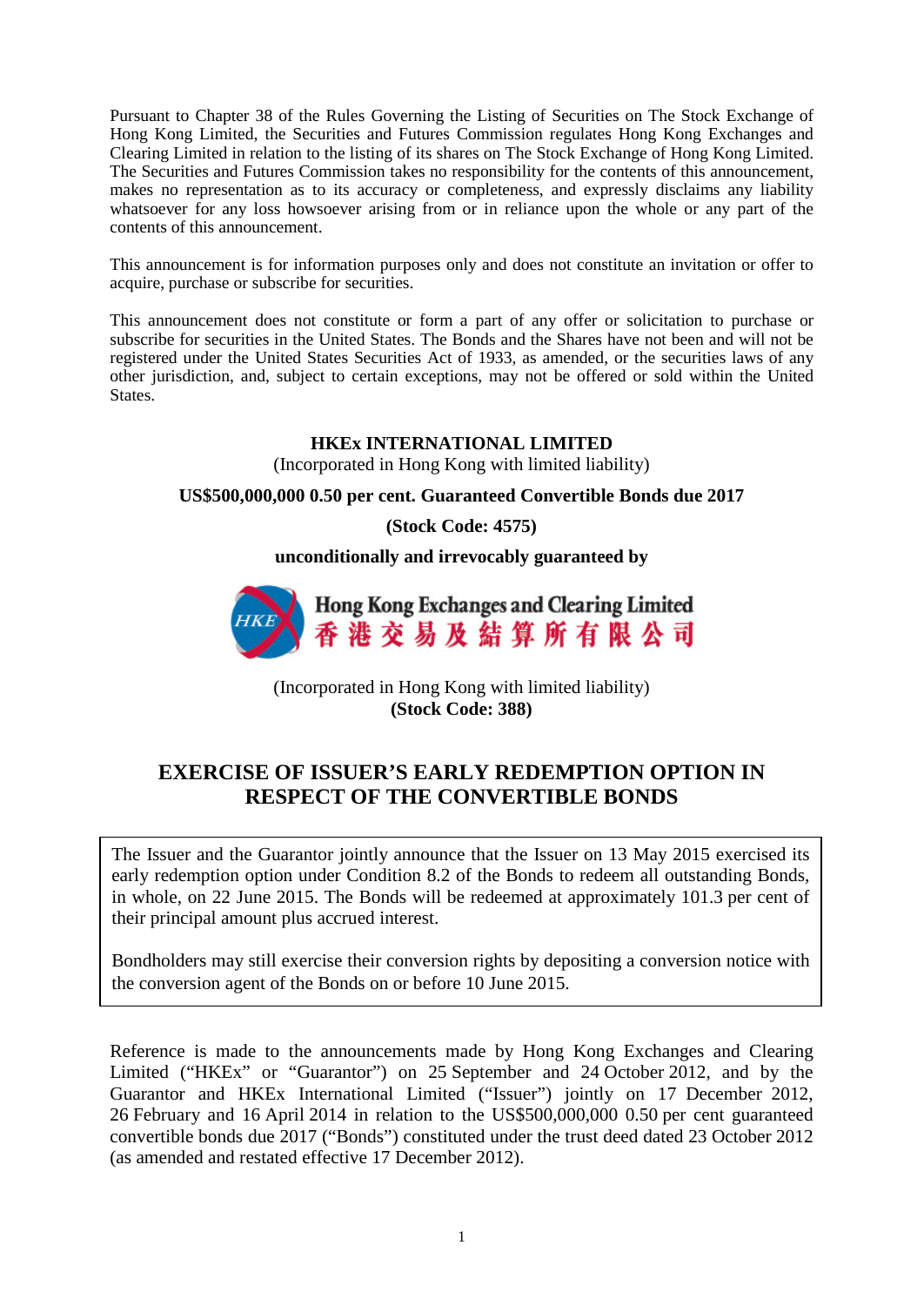Pursuant to Chapter 38 of the Rules Governing the Listing of Securities on The Stock Exchange of Hong Kong Limited, the Securities and Futures Commission regulates Hong Kong Exchanges and Clearing Limited in relation to the listing of its shares on The Stock Exchange of Hong Kong Limited. The Securities and Futures Commission takes no responsibility for the contents of this announcement, makes no representation as to its accuracy or completeness, and expressly disclaims any liability whatsoever for any loss howsoever arising from or in reliance upon the whole or any part of the contents of this announcement.

This announcement is for information purposes only and does not constitute an invitation or offer to acquire, purchase or subscribe for securities.

This announcement does not constitute or form a part of any offer or solicitation to purchase or subscribe for securities in the United States. The Bonds and the Shares have not been and will not be registered under the United States Securities Act of 1933, as amended, or the securities laws of any other jurisdiction, and, subject to certain exceptions, may not be offered or sold within the United States.

**HKEx INTERNATIONAL LIMITED**

(Incorporated in Hong Kong with limited liability)

**US$500,000,000 0.50 per cent. Guaranteed Convertible Bonds due 2017**

**(Stock Code: 4575)**

**unconditionally and irrevocably guaranteed by**

**Hong Kong Exchanges and Clearing Limited**

**香港交易及結算所有限公司**

(Incorporated in Hong Kong with limited liability)

**(Stock Code: 388)**

# EXERCISE OF ISSUER'S EARLY REDEMPTION OPTION IN RESPECT OF THE CONVERTIBLE BONDS

The Issuer and the Guarantor jointly announce that the Issuer on 13 May 2015 exercised its early redemption option under Condition 8.2 of the Bonds to redeem all outstanding Bonds, in whole, on 22 June 2015. The Bonds will be redeemed at approximately 101.3 per cent of their principal amount plus accrued interest.

Bondholders may still exercise their conversion rights by depositing a conversion notice with the conversion agent of the Bonds on or before 10 June 2015.

Reference is made to the announcements made by Hong Kong Exchanges and Clearing Limited ("HKEx" or "Guarantor") on 25 September and 24 October 2012, and by the Guarantor and HKEx International Limited ("Issuer") jointly on 17 December 2012, 26 February and 16 April 2014 in relation to the US$500,000,000 0.50 per cent guaranteed convertible bonds due 2017 ("Bonds") constituted under the trust deed dated 23 October 2012 (as amended and restated effective 17 December 2012).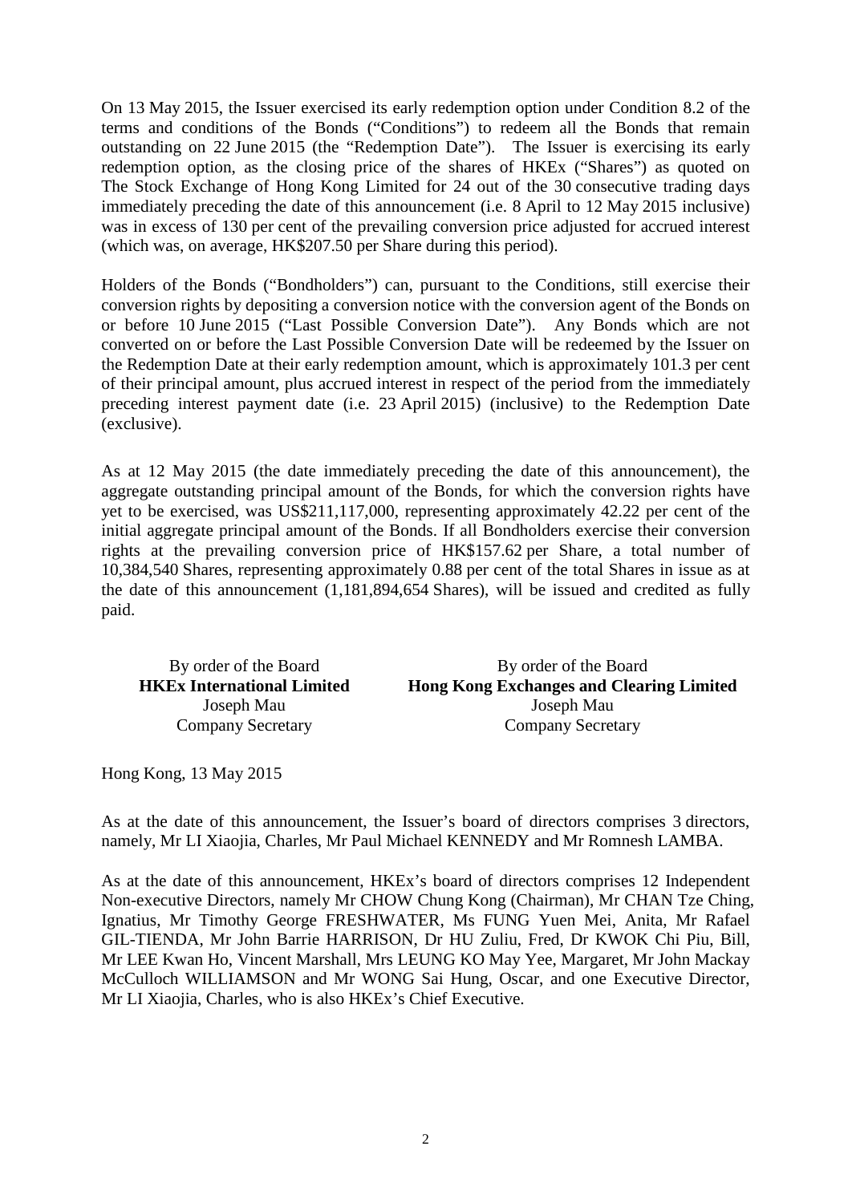On 13 May 2015, the Issuer exercised its early redemption option under Condition 8.2 of the terms and conditions of the Bonds ("Conditions") to redeem all the Bonds that remain outstanding on 22 June 2015 (the "Redemption Date"). The Issuer is exercising its early redemption option, as the closing price of the shares of HKEx ("Shares") as quoted on The Stock Exchange of Hong Kong Limited for 24 out of the 30 consecutive trading days immediately preceding the date of this announcement (i.e. 8 April to 12 May 2015 inclusive) was in excess of 130 per cent of the prevailing conversion price adjusted for accrued interest (which was, on average, HK$207.50 per Share during this period).

Holders of the Bonds ("Bondholders") can, pursuant to the Conditions, still exercise their conversion rights by depositing a conversion notice with the conversion agent of the Bonds on or before 10 June 2015 ("Last Possible Conversion Date"). Any Bonds which are not converted on or before the Last Possible Conversion Date will be redeemed by the Issuer on the Redemption Date at their early redemption amount, which is approximately 101.3 per cent of their principal amount, plus accrued interest in respect of the period from the immediately preceding interest payment date (i.e. 23 April 2015) (inclusive) to the Redemption Date (exclusive).

As at 12 May 2015 (the date immediately preceding the date of this announcement), the aggregate outstanding principal amount of the Bonds, for which the conversion rights have yet to be exercised, was US$211,117,000, representing approximately 42.22 per cent of the initial aggregate principal amount of the Bonds. If all Bondholders exercise their conversion rights at the prevailing conversion price of HK$157.62 per Share, a total number of 10,384,540 Shares, representing approximately 0.88 per cent of the total Shares in issue as at the date of this announcement (1,181,894,654 Shares), will be issued and credited as fully paid.

By order of the Board
**HKEx International Limited**
Joseph Mau
Company Secretary

By order of the Board
**Hong Kong Exchanges and Clearing Limited**
Joseph Mau
Company Secretary

Hong Kong, 13 May 2015

As at the date of this announcement, the Issuer's board of directors comprises 3 directors, namely, Mr LI Xiaojia, Charles, Mr Paul Michael KENNEDY and Mr Romnesh LAMBA.

As at the date of this announcement, HKEx's board of directors comprises 12 Independent Non-executive Directors, namely Mr CHOW Chung Kong (Chairman), Mr CHAN Tze Ching, Ignatius, Mr Timothy George FRESHWATER, Ms FUNG Yuen Mei, Anita, Mr Rafael GIL-TIENDA, Mr John Barrie HARRISON, Dr HU Zuliu, Fred, Dr KWOK Chi Piu, Bill, Mr LEE Kwan Ho, Vincent Marshall, Mrs LEUNG KO May Yee, Margaret, Mr John Mackay McCulloch WILLIAMSON and Mr WONG Sai Hung, Oscar, and one Executive Director, Mr LI Xiaojia, Charles, who is also HKEx's Chief Executive.